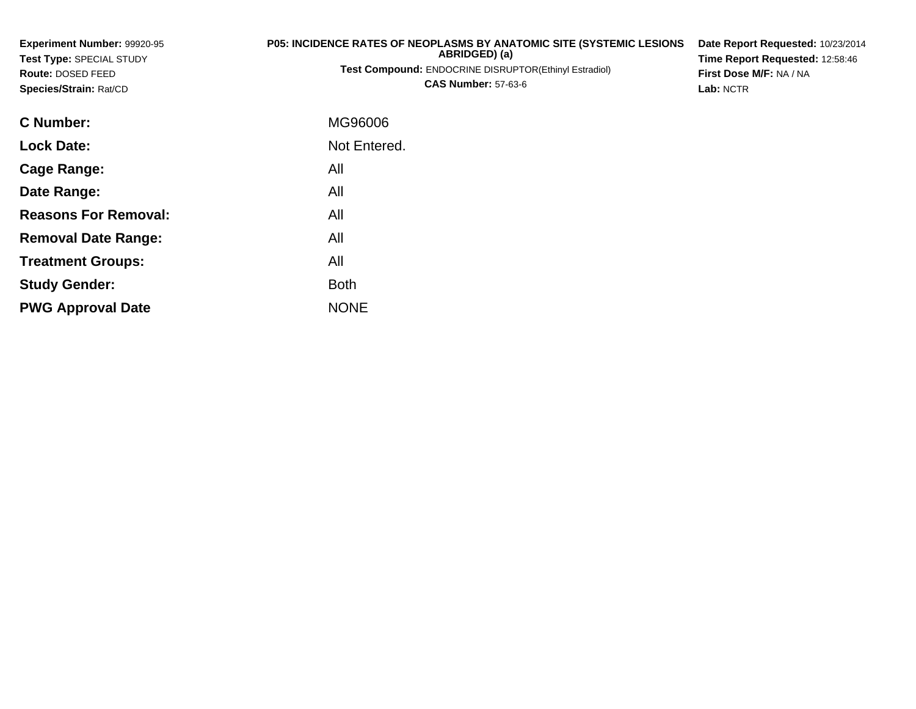**Experiment Number:** 99920-95
**Test Type:** SPECIAL STUDY
**Route:** DOSED FEED
**Species/Strain:** Rat/CD

**P05: INCIDENCE RATES OF NEOPLASMS BY ANATOMIC SITE (SYSTEMIC LESIONS ABRIDGED) (a)**
**Test Compound:** ENDOCRINE DISRUPTOR(Ethinyl Estradiol)
**CAS Number:** 57-63-6

**Date Report Requested:** 10/23/2014
**Time Report Requested:** 12:58:46
**First Dose M/F:** NA / NA
**Lab:** NCTR

| | |
|---|---|
| **C Number:** | MG96006 |
| **Lock Date:** | Not Entered. |
| **Cage Range:** | All |
| **Date Range:** | All |
| **Reasons For Removal:** | All |
| **Removal Date Range:** | All |
| **Treatment Groups:** | All |
| **Study Gender:** | Both |
| **PWG Approval Date** | NONE |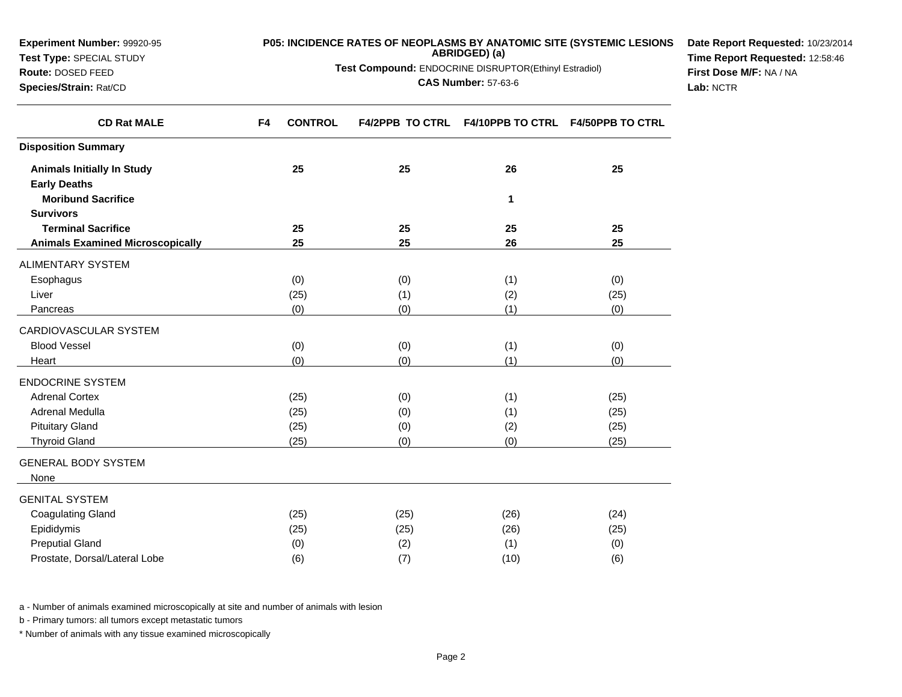**Experiment Number:** 99920-95
**Test Type:** SPECIAL STUDY
**Route:** DOSED FEED
**Species/Strain:** Rat/CD

**P05: INCIDENCE RATES OF NEOPLASMS BY ANATOMIC SITE (SYSTEMIC LESIONS ABRIDGED) (a)**
**Test Compound:** ENDOCRINE DISRUPTOR(Ethinyl Estradiol)
**CAS Number:** 57-63-6

**Date Report Requested:** 10/23/2014
**Time Report Requested:** 12:58:46
**First Dose M/F:** NA / NA
**Lab:** NCTR

| CD Rat MALE | F4 CONTROL | F4/2PPB TO CTRL | F4/10PPB TO CTRL | F4/50PPB TO CTRL |
|---|---|---|---|---|
| **Disposition Summary** | | | | |
| **Animals Initially In Study** | **25** | **25** | **26** | **25** |
| **Early Deaths** | | | | |
| **Moribund Sacrifice** | | | **1** | |
| **Survivors** | | | | |
| **Terminal Sacrifice** | **25** | **25** | **25** | **25** |
| **Animals Examined Microscopically** | **25** | **25** | **26** | **25** |
| ALIMENTARY SYSTEM | | | | |
| Esophagus | (0) | (0) | (1) | (0) |
| Liver | (25) | (1) | (2) | (25) |
| Pancreas | (0) | (0) | (1) | (0) |
| CARDIOVASCULAR SYSTEM | | | | |
| Blood Vessel | (0) | (0) | (1) | (0) |
| Heart | (0) | (0) | (1) | (0) |
| ENDOCRINE SYSTEM | | | | |
| Adrenal Cortex | (25) | (0) | (1) | (25) |
| Adrenal Medulla | (25) | (0) | (1) | (25) |
| Pituitary Gland | (25) | (0) | (2) | (25) |
| Thyroid Gland | (25) | (0) | (0) | (25) |
| GENERAL BODY SYSTEM | | | | |
| None | | | | |
| GENITAL SYSTEM | | | | |
| Coagulating Gland | (25) | (25) | (26) | (24) |
| Epididymis | (25) | (25) | (26) | (25) |
| Preputial Gland | (0) | (2) | (1) | (0) |
| Prostate, Dorsal/Lateral Lobe | (6) | (7) | (10) | (6) |

a - Number of animals examined microscopically at site and number of animals with lesion

b - Primary tumors: all tumors except metastatic tumors

* Number of animals with any tissue examined microscopically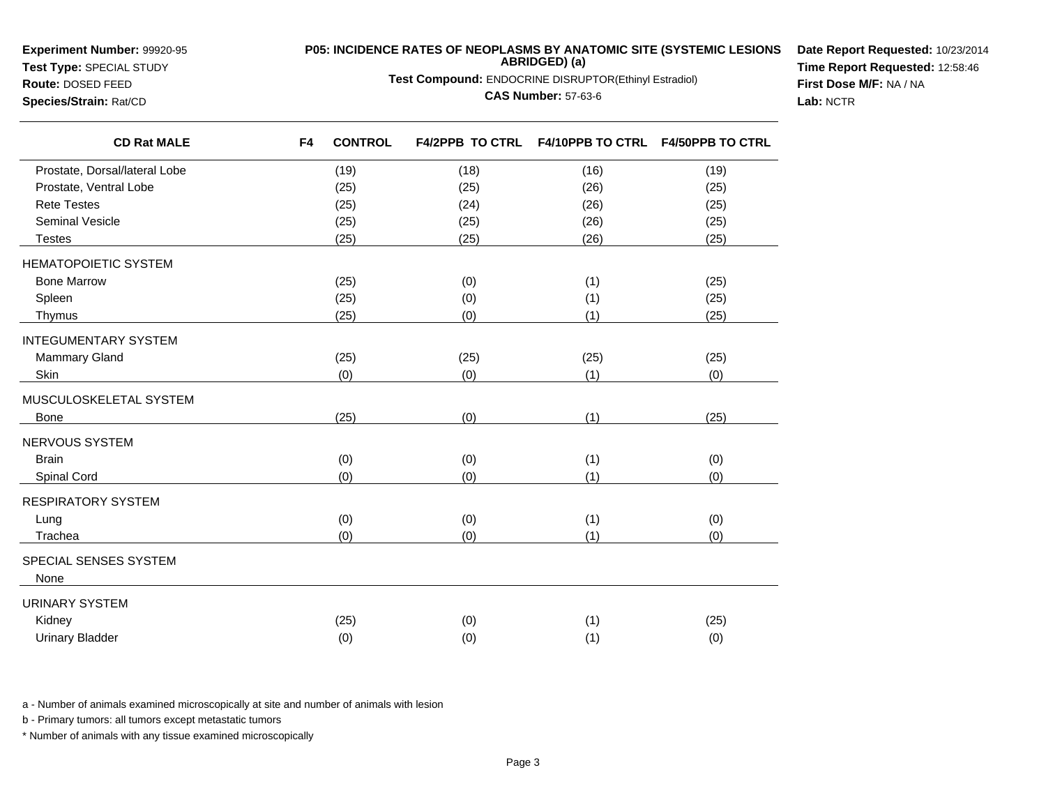**Experiment Number:** 99920-95
**Test Type:** SPECIAL STUDY
**Route:** DOSED FEED
**Species/Strain:** Rat/CD

**P05: INCIDENCE RATES OF NEOPLASMS BY ANATOMIC SITE (SYSTEMIC LESIONS ABRIDGED) (a)**
**Test Compound:** ENDOCRINE DISRUPTOR(Ethinyl Estradiol)
**CAS Number:** 57-63-6

**Date Report Requested:** 10/23/2014
**Time Report Requested:** 12:58:46
**First Dose M/F:** NA / NA
**Lab:** NCTR

| CD Rat MALE | F4 CONTROL | F4/2PPB TO CTRL | F4/10PPB TO CTRL | F4/50PPB TO CTRL |
|---|---|---|---|---|
| Prostate, Dorsal/lateral Lobe | (19) | (18) | (16) | (19) |
| Prostate, Ventral Lobe | (25) | (25) | (26) | (25) |
| Rete Testes | (25) | (24) | (26) | (25) |
| Seminal Vesicle | (25) | (25) | (26) | (25) |
| Testes | (25) | (25) | (26) | (25) |
| HEMATOPOIETIC SYSTEM | | | | |
| Bone Marrow | (25) | (0) | (1) | (25) |
| Spleen | (25) | (0) | (1) | (25) |
| Thymus | (25) | (0) | (1) | (25) |
| INTEGUMENTARY SYSTEM | | | | |
| Mammary Gland | (25) | (25) | (25) | (25) |
| Skin | (0) | (0) | (1) | (0) |
| MUSCULOSKELETAL SYSTEM | | | | |
| Bone | (25) | (0) | (1) | (25) |
| NERVOUS SYSTEM | | | | |
| Brain | (0) | (0) | (1) | (0) |
| Spinal Cord | (0) | (0) | (1) | (0) |
| RESPIRATORY SYSTEM | | | | |
| Lung | (0) | (0) | (1) | (0) |
| Trachea | (0) | (0) | (1) | (0) |
| SPECIAL SENSES SYSTEM | | | | |
| None | | | | |
| URINARY SYSTEM | | | | |
| Kidney | (25) | (0) | (1) | (25) |
| Urinary Bladder | (0) | (0) | (1) | (0) |

a - Number of animals examined microscopically at site and number of animals with lesion

b - Primary tumors: all tumors except metastatic tumors

* Number of animals with any tissue examined microscopically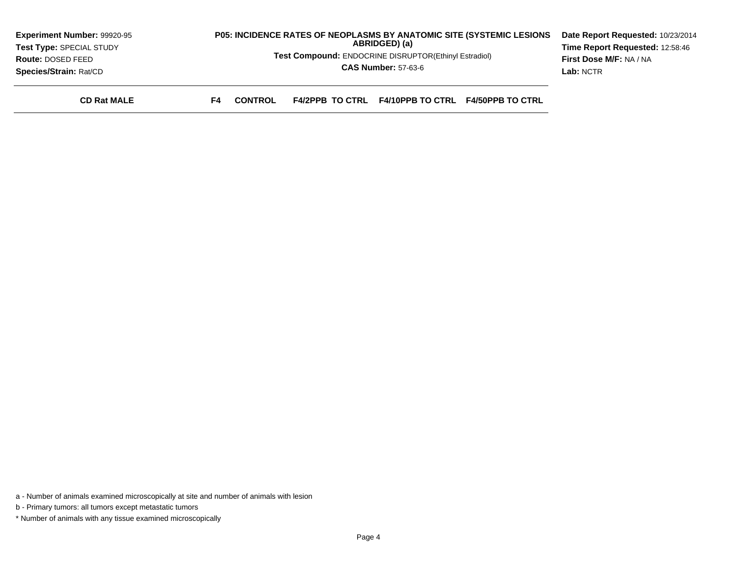**Experiment Number:** 99920-95
**Test Type:** SPECIAL STUDY
**Route:** DOSED FEED
**Species/Strain:** Rat/CD

**P05: INCIDENCE RATES OF NEOPLASMS BY ANATOMIC SITE (SYSTEMIC LESIONS ABRIDGED) (a)**

**Test Compound:** ENDOCRINE DISRUPTOR(Ethinyl Estradiol)

**CAS Number:** 57-63-6

**Date Report Requested:** 10/23/2014
**Time Report Requested:** 12:58:46
**First Dose M/F:** NA / NA
**Lab:** NCTR

| CD Rat MALE | F4 | CONTROL | F4/2PPB TO CTRL | F4/10PPB TO CTRL | F4/50PPB TO CTRL |
|---|---|---|---|---|---|

a - Number of animals examined microscopically at site and number of animals with lesion

b - Primary tumors: all tumors except metastatic tumors

* Number of animals with any tissue examined microscopically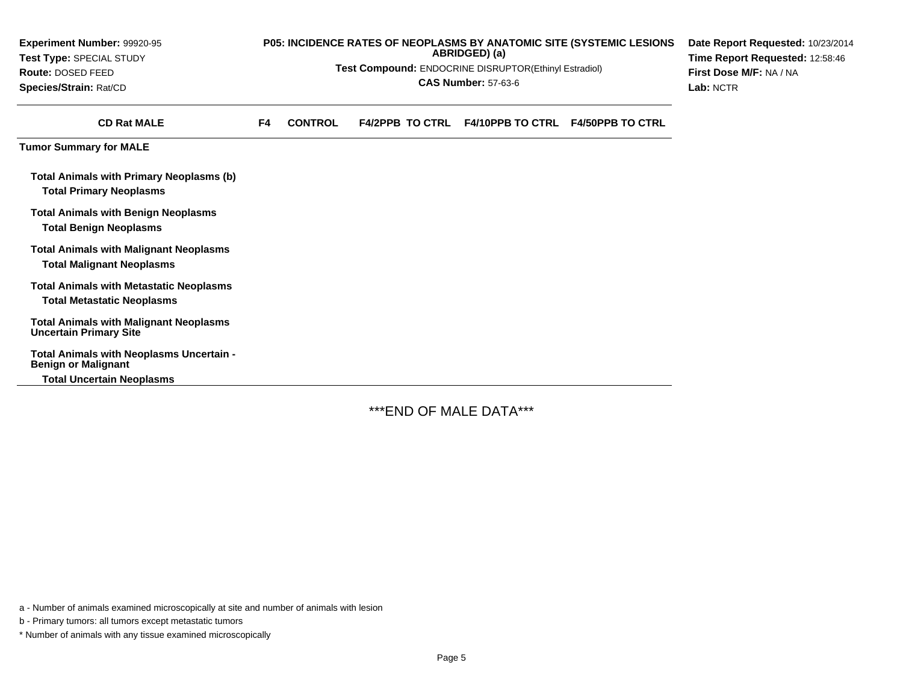**Experiment Number:** 99920-95
**Test Type:** SPECIAL STUDY
**Route:** DOSED FEED
**Species/Strain:** Rat/CD

**P05: INCIDENCE RATES OF NEOPLASMS BY ANATOMIC SITE (SYSTEMIC LESIONS ABRIDGED) (a)**
**Test Compound:** ENDOCRINE DISRUPTOR(Ethinyl Estradiol)
**CAS Number:** 57-63-6

**Date Report Requested:** 10/23/2014
**Time Report Requested:** 12:58:46
**First Dose M/F:** NA / NA
**Lab:** NCTR

| CD Rat MALE | F4 | CONTROL | F4/2PPB TO CTRL | F4/10PPB TO CTRL | F4/50PPB TO CTRL |
|---|---|---|---|---|---|
| **Tumor Summary for MALE** | | | | | |
| **Total Animals with Primary Neoplasms (b)** | | | | | |
| **Total Primary Neoplasms** | | | | | |
| **Total Animals with Benign Neoplasms** | | | | | |
| **Total Benign Neoplasms** | | | | | |
| **Total Animals with Malignant Neoplasms** | | | | | |
| **Total Malignant Neoplasms** | | | | | |
| **Total Animals with Metastatic Neoplasms** | | | | | |
| **Total Metastatic Neoplasms** | | | | | |
| **Total Animals with Malignant Neoplasms Uncertain Primary Site** | | | | | |
| **Total Animals with Neoplasms Uncertain - Benign or Malignant** | | | | | |
| **Total Uncertain Neoplasms** | | | | | |

***END OF MALE DATA***

a - Number of animals examined microscopically at site and number of animals with lesion

b - Primary tumors: all tumors except metastatic tumors

* Number of animals with any tissue examined microscopically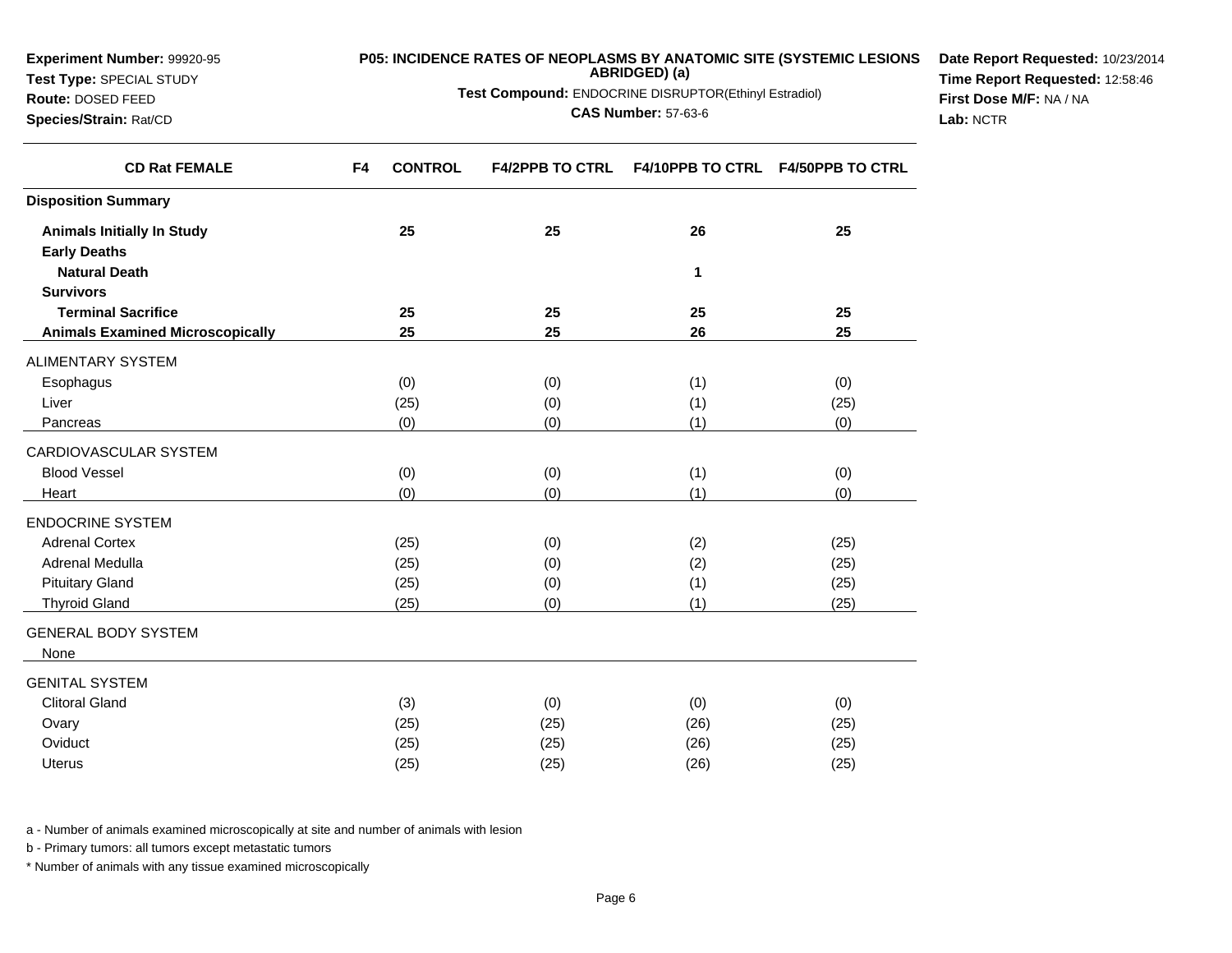**Experiment Number:** 99920-95
**Test Type:** SPECIAL STUDY
**Route:** DOSED FEED
**Species/Strain:** Rat/CD

**P05: INCIDENCE RATES OF NEOPLASMS BY ANATOMIC SITE (SYSTEMIC LESIONS ABRIDGED) (a)**

**Test Compound:** ENDOCRINE DISRUPTOR(Ethinyl Estradiol)

**CAS Number:** 57-63-6

**Date Report Requested:** 10/23/2014
**Time Report Requested:** 12:58:46
**First Dose M/F:** NA / NA
**Lab:** NCTR

| CD Rat FEMALE | F4 CONTROL | F4/2PPB TO CTRL | F4/10PPB TO CTRL | F4/50PPB TO CTRL |
|---|---|---|---|---|
| **Disposition Summary** | | | | |
| **Animals Initially In Study** | **25** | **25** | **26** | **25** |
| **Early Deaths** | | | | |
| **Natural Death** | | | **1** | |
| **Survivors** | | | | |
| **Terminal Sacrifice** | **25** | **25** | **25** | **25** |
| **Animals Examined Microscopically** | **25** | **25** | **26** | **25** |
| ALIMENTARY SYSTEM | | | | |
| Esophagus | (0) | (0) | (1) | (0) |
| Liver | (25) | (0) | (1) | (25) |
| Pancreas | (0) | (0) | (1) | (0) |
| CARDIOVASCULAR SYSTEM | | | | |
| Blood Vessel | (0) | (0) | (1) | (0) |
| Heart | (0) | (0) | (1) | (0) |
| ENDOCRINE SYSTEM | | | | |
| Adrenal Cortex | (25) | (0) | (2) | (25) |
| Adrenal Medulla | (25) | (0) | (2) | (25) |
| Pituitary Gland | (25) | (0) | (1) | (25) |
| Thyroid Gland | (25) | (0) | (1) | (25) |
| GENERAL BODY SYSTEM | | | | |
| None | | | | |
| GENITAL SYSTEM | | | | |
| Clitoral Gland | (3) | (0) | (0) | (0) |
| Ovary | (25) | (25) | (26) | (25) |
| Oviduct | (25) | (25) | (26) | (25) |
| Uterus | (25) | (25) | (26) | (25) |

a - Number of animals examined microscopically at site and number of animals with lesion

b - Primary tumors: all tumors except metastatic tumors

* Number of animals with any tissue examined microscopically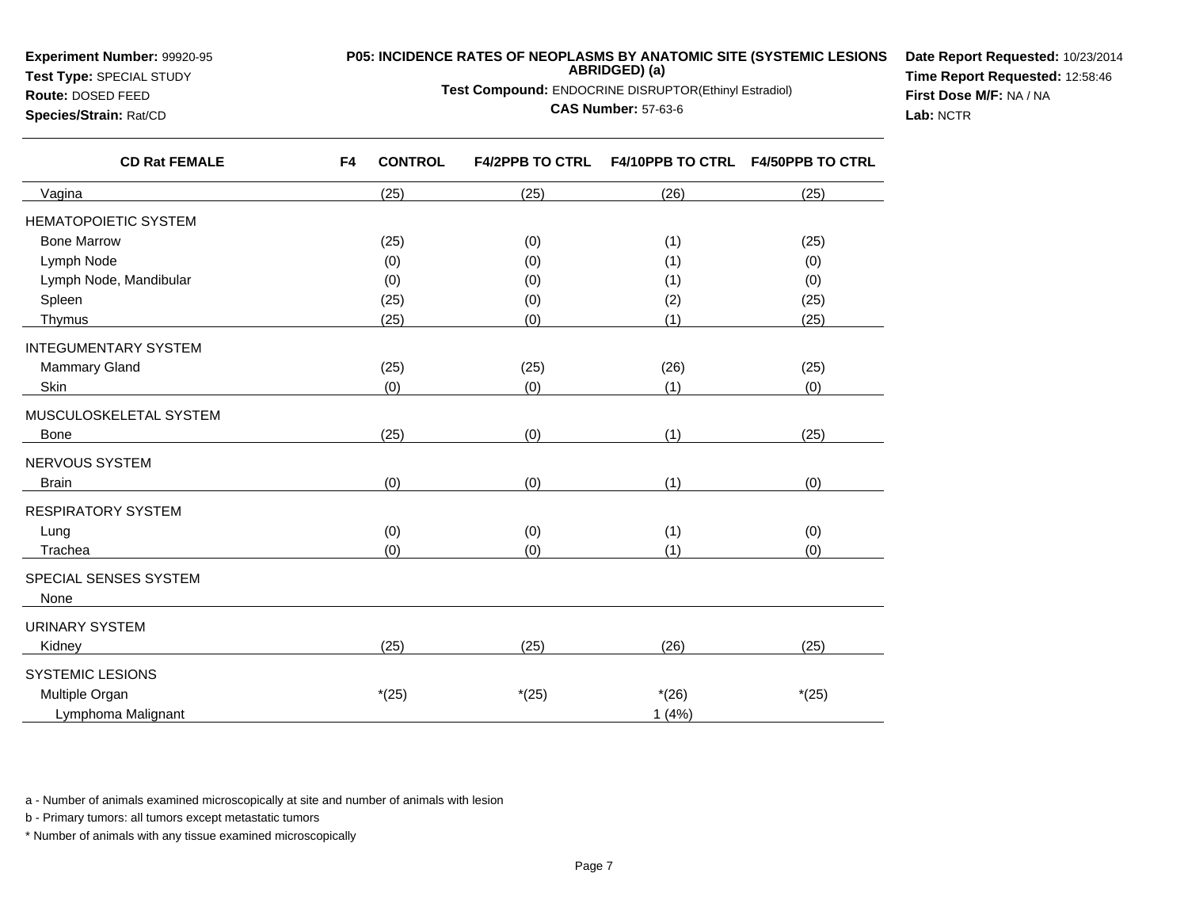**Experiment Number:** 99920-95
**Test Type:** SPECIAL STUDY
**Route:** DOSED FEED
**Species/Strain:** Rat/CD

**P05: INCIDENCE RATES OF NEOPLASMS BY ANATOMIC SITE (SYSTEMIC LESIONS ABRIDGED) (a)**
**Test Compound:** ENDOCRINE DISRUPTOR(Ethinyl Estradiol)
**CAS Number:** 57-63-6

**Date Report Requested:** 10/23/2014
**Time Report Requested:** 12:58:46
**First Dose M/F:** NA / NA
**Lab:** NCTR

| CD Rat FEMALE | F4 CONTROL | F4/2PPB TO CTRL | F4/10PPB TO CTRL | F4/50PPB TO CTRL |
|---|---|---|---|---|
| Vagina | (25) | (25) | (26) | (25) |
| HEMATOPOIETIC SYSTEM | | | | |
| Bone Marrow | (25) | (0) | (1) | (25) |
| Lymph Node | (0) | (0) | (1) | (0) |
| Lymph Node, Mandibular | (0) | (0) | (1) | (0) |
| Spleen | (25) | (0) | (2) | (25) |
| Thymus | (25) | (0) | (1) | (25) |
| INTEGUMENTARY SYSTEM | | | | |
| Mammary Gland | (25) | (25) | (26) | (25) |
| Skin | (0) | (0) | (1) | (0) |
| MUSCULOSKELETAL SYSTEM | | | | |
| Bone | (25) | (0) | (1) | (25) |
| NERVOUS SYSTEM | | | | |
| Brain | (0) | (0) | (1) | (0) |
| RESPIRATORY SYSTEM | | | | |
| Lung | (0) | (0) | (1) | (0) |
| Trachea | (0) | (0) | (1) | (0) |
| SPECIAL SENSES SYSTEM | | | | |
| None | | | | |
| URINARY SYSTEM | | | | |
| Kidney | (25) | (25) | (26) | (25) |
| SYSTEMIC LESIONS | | | | |
| Multiple Organ | *(25) | *(25) | *(26) | *(25) |
| Lymphoma Malignant | | | 1 (4%) | |

a - Number of animals examined microscopically at site and number of animals with lesion

b - Primary tumors: all tumors except metastatic tumors

* Number of animals with any tissue examined microscopically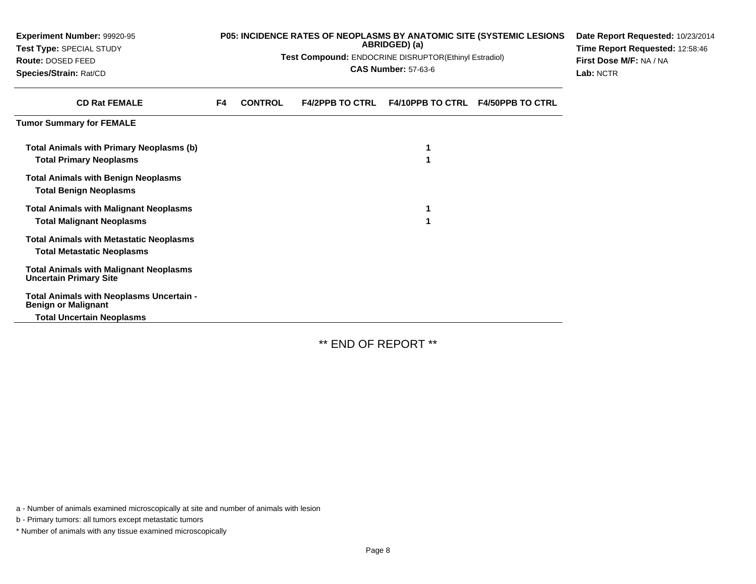**Experiment Number:** 99920-95
**Test Type:** SPECIAL STUDY
**Route:** DOSED FEED
**Species/Strain:** Rat/CD

**P05: INCIDENCE RATES OF NEOPLASMS BY ANATOMIC SITE (SYSTEMIC LESIONS ABRIDGED) (a)**
**Test Compound:** ENDOCRINE DISRUPTOR(Ethinyl Estradiol)
**CAS Number:** 57-63-6

**Date Report Requested:** 10/23/2014
**Time Report Requested:** 12:58:46
**First Dose M/F:** NA / NA
**Lab:** NCTR

| CD Rat FEMALE | F4 | CONTROL | F4/2PPB TO CTRL | F4/10PPB TO CTRL | F4/50PPB TO CTRL |
|---|---|---|---|---|---|
| **Tumor Summary for FEMALE** | | | | | |
| **Total Animals with Primary Neoplasms (b)** | | | | 1 | |
| **Total Primary Neoplasms** | | | | 1 | |
| **Total Animals with Benign Neoplasms** | | | | | |
| **Total Benign Neoplasms** | | | | | |
| **Total Animals with Malignant Neoplasms** | | | | 1 | |
| **Total Malignant Neoplasms** | | | | 1 | |
| **Total Animals with Metastatic Neoplasms** | | | | | |
| **Total Metastatic Neoplasms** | | | | | |
| **Total Animals with Malignant Neoplasms Uncertain Primary Site** | | | | | |
| **Total Animals with Neoplasms Uncertain - Benign or Malignant** | | | | | |
| **Total Uncertain Neoplasms** | | | | | |

** END OF REPORT **

a - Number of animals examined microscopically at site and number of animals with lesion

b - Primary tumors: all tumors except metastatic tumors

* Number of animals with any tissue examined microscopically